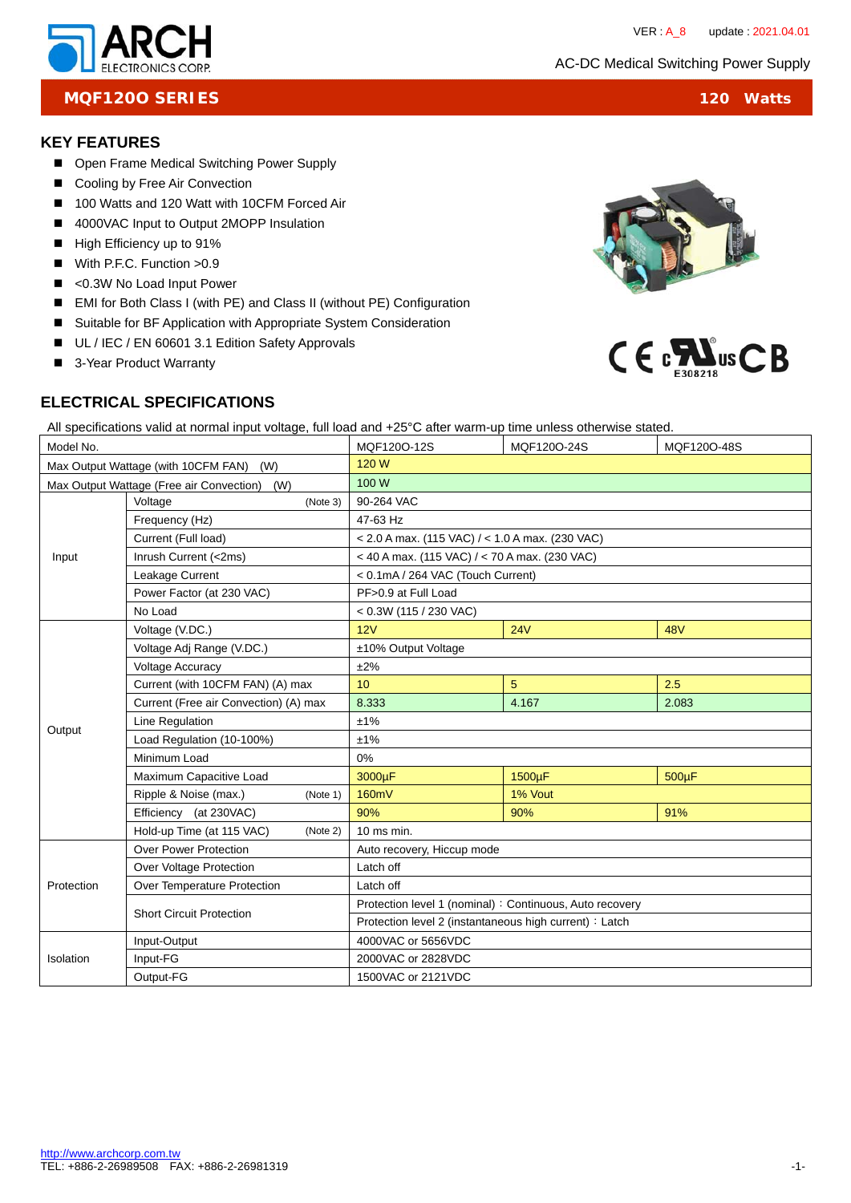ARCH ELECTRONICS CORP.

VER : A_8 update : 2021.04.01

AC-DC Medical Switching Power Supply

# MQF120O SERIES — 120 Watts

## KEY FEATURES

- Open Frame Medical Switching Power Supply
- Cooling by Free Air Convection
- 100 Watts and 120 Watt with 10CFM Forced Air
- 4000VAC Input to Output 2MOPP Insulation
- High Efficiency up to 91%
- With P.F.C. Function >0.9
- <0.3W No Load Input Power
- EMI for Both Class I (with PE) and Class II (without PE) Configuration
- Suitable for BF Application with Appropriate System Consideration
- UL / IEC / EN 60601 3.1 Edition Safety Approvals
- 3-Year Product Warranty

E308218

## ELECTRICAL SPECIFICATIONS

All specifications valid at normal input voltage, full load and +25°C after warm-up time unless otherwise stated.

| Model No. | | MQF120O-12S | MQF120O-24S | MQF120O-48S |
|---|---|---|---|---|
| Max Output Wattage (with 10CFM FAN) (W) | | 120 W | | |
| Max Output Wattage (Free air Convection) (W) | | 100 W | | |
| Input | Voltage (Note 3) | 90-264 VAC | | |
| | Frequency (Hz) | 47-63 Hz | | |
| | Current (Full load) | < 2.0 A max. (115 VAC) / < 1.0 A max. (230 VAC) | | |
| | Inrush Current (<2ms) | < 40 A max. (115 VAC) / < 70 A max. (230 VAC) | | |
| | Leakage Current | < 0.1mA / 264 VAC (Touch Current) | | |
| | Power Factor (at 230 VAC) | PF>0.9 at Full Load | | |
| | No Load | < 0.3W (115 / 230 VAC) | | |
| Output | Voltage (V.DC.) | 12V | 24V | 48V |
| | Voltage Adj Range (V.DC.) | ±10% Output Voltage | | |
| | Voltage Accuracy | ±2% | | |
| | Current (with 10CFM FAN) (A) max | 10 | 5 | 2.5 |
| | Current (Free air Convection) (A) max | 8.333 | 4.167 | 2.083 |
| | Line Regulation | ±1% | | |
| | Load Regulation (10-100%) | ±1% | | |
| | Minimum Load | 0% | | |
| | Maximum Capacitive Load | 3000µF | 1500µF | 500µF |
| | Ripple & Noise (max.) (Note 1) | 160mV | 1% Vout | |
| | Efficiency (at 230VAC) | 90% | 90% | 91% |
| | Hold-up Time (at 115 VAC) (Note 2) | 10 ms min. | | |
| Protection | Over Power Protection | Auto recovery, Hiccup mode | | |
| | Over Voltage Protection | Latch off | | |
| | Over Temperature Protection | Latch off | | |
| | Short Circuit Protection | Protection level 1 (nominal)：Continuous, Auto recovery | | |
| | | Protection level 2 (instantaneous high current)：Latch | | |
| Isolation | Input-Output | 4000VAC or 5656VDC | | |
| | Input-FG | 2000VAC or 2828VDC | | |
| | Output-FG | 1500VAC or 2121VDC | | |

http://www.archcorp.com.tw
TEL: +886-2-26989508 FAX: +886-2-26981319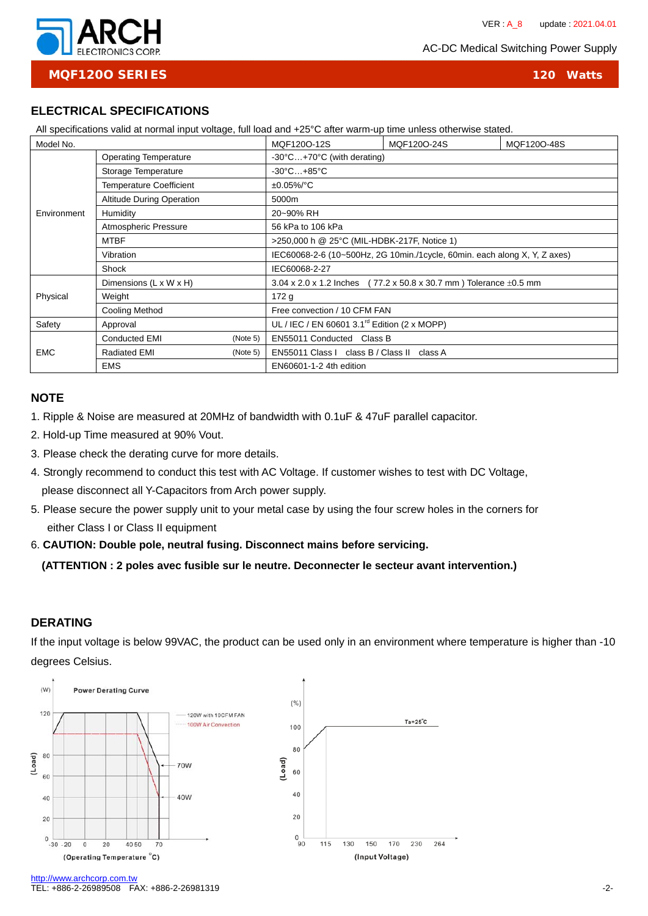## MQF120O SERIES — 120 Watts

AC-DC Medical Switching Power Supply

VER : A_8 update : 2021.04.01

## ELECTRICAL SPECIFICATIONS

All specifications valid at normal input voltage, full load and +25°C after warm-up time unless otherwise stated.

| Model No. | | MQF120O-12S | MQF120O-24S | MQF120O-48S |
|---|---|---|---|---|
| Environment | Operating Temperature | -30°C…+70°C (with derating) | | |
| | Storage Temperature | -30°C…+85°C | | |
| | Temperature Coefficient | ±0.05%/°C | | |
| | Altitude During Operation | 5000m | | |
| | Humidity | 20~90% RH | | |
| | Atmospheric Pressure | 56 kPa to 106 kPa | | |
| | MTBF | >250,000 h @ 25°C (MIL-HDBK-217F, Notice 1) | | |
| | Vibration | IEC60068-2-6 (10~500Hz, 2G 10min./1cycle, 60min. each along X, Y, Z axes) | | |
| | Shock | IEC60068-2-27 | | |
| Physical | Dimensions (L x W x H) | 3.04 x 2.0 x 1.2 Inches ( 77.2 x 50.8 x 30.7 mm ) Tolerance ±0.5 mm | | |
| | Weight | 172 g | | |
| | Cooling Method | Free convection / 10 CFM FAN | | |
| Safety | Approval | UL / IEC / EN 60601 3.1rd Edition (2 x MOPP) | | |
| EMC | Conducted EMI (Note 5) | EN55011 Conducted Class B | | |
| | Radiated EMI (Note 5) | EN55011 Class I class B / Class II class A | | |
| | EMS | EN60601-1-2 4th edition | | |

## NOTE

1. Ripple & Noise are measured at 20MHz of bandwidth with 0.1uF & 47uF parallel capacitor.
2. Hold-up Time measured at 90% Vout.
3. Please check the derating curve for more details.
4. Strongly recommend to conduct this test with AC Voltage. If customer wishes to test with DC Voltage, please disconnect all Y-Capacitors from Arch power supply.
5. Please secure the power supply unit to your metal case by using the four screw holes in the corners for either Class I or Class II equipment
6. **CAUTION: Double pole, neutral fusing. Disconnect mains before servicing.**

   **(ATTENTION : 2 poles avec fusible sur le neutre. Deconnecter le secteur avant intervention.)**

## DERATING

If the input voltage is below 99VAC, the product can be used only in an environment where temperature is higher than -10 degrees Celsius.

Power Derating Curve — (W) (Load) vs (Operating Temperature °C): 120W with 10CFM FAN; 100W Air Convection; 70W; 40W. Axis: 0, 20, 40, 60, 80, 120; -30, -20, 0, 20, 40, 50, 70.

(%) (Load) vs (Input Voltage): Ta=25°C. Axis: 0, 20, 40, 60, 80, 100; 90, 115, 130, 150, 170, 230, 264.

http://www.archcorp.com.tw
TEL: +886-2-26989508 FAX: +886-2-26981319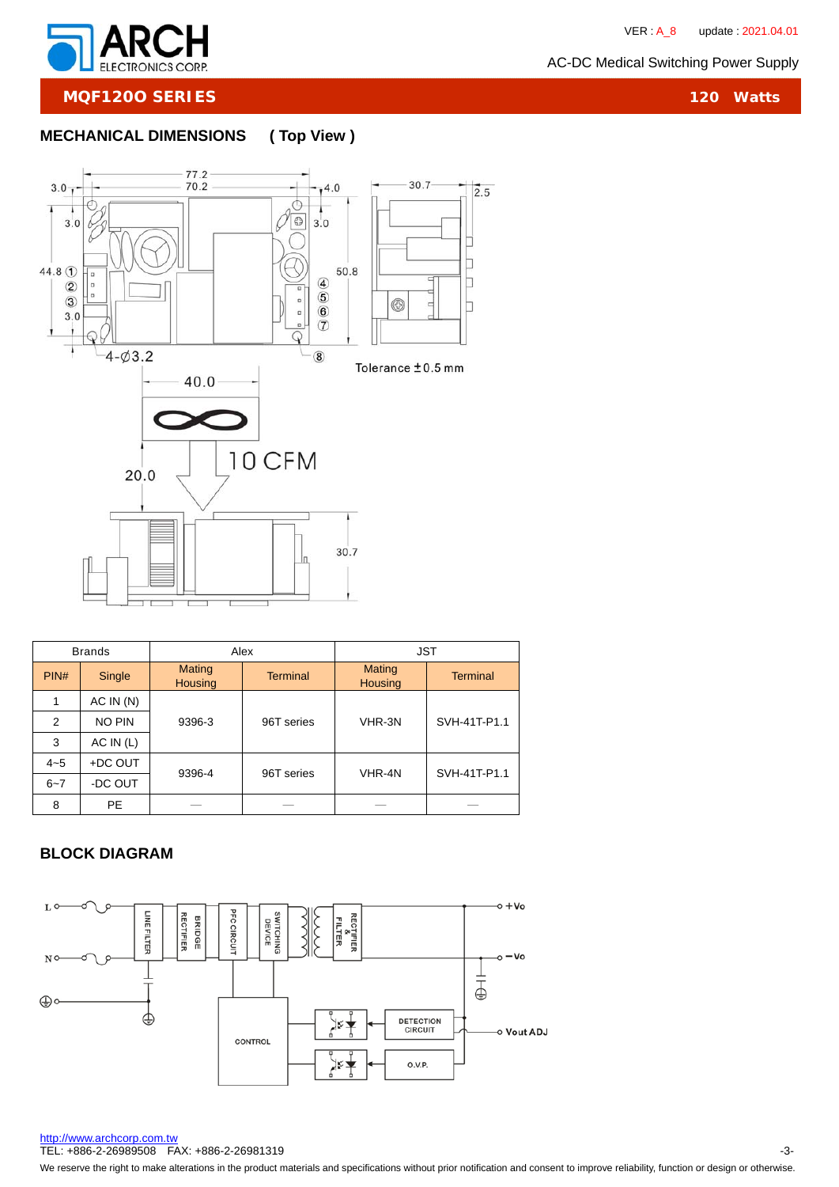ARCH ELECTRONICS CORP.

VER : A_8 update : 2021.04.01

AC-DC Medical Switching Power Supply

**MQF120O SERIES** **120 Watts**

## MECHANICAL DIMENSIONS ( Top View )

77.2
70.2
3.0
4.0
3.0
3.0
44.8
50.8
3.0
4-∅3.2
30.7
2.5
Tolerance ±0.5 mm
40.0
20.0
10 CFM
30.7

| Brands | | Alex | | JST | |
|---|---|---|---|---|---|
| PIN# | Single | Mating Housing | Terminal | Mating Housing | Terminal |
| 1 | AC IN (N) | 9396-3 | 96T series | VHR-3N | SVH-41T-P1.1 |
| 2 | NO PIN | | | | |
| 3 | AC IN (L) | | | | |
| 4~5 | +DC OUT | 9396-4 | 96T series | VHR-4N | SVH-41T-P1.1 |
| 6~7 | -DC OUT | | | | |
| 8 | PE | — | — | — | — |

## BLOCK DIAGRAM

L
N
LINE FILTER
BRIDGE RECTIFIER
PFC CIRCUIT
SWITCHING DEVICE
RECTIFIER & FILTER
+Vo
−Vo
CONTROL
DETECTION CIRCUIT
O.V.P.
Vout ADJ

http://www.archcorp.com.tw
TEL: +886-2-26989508 FAX: +886-2-26981319

We reserve the right to make alterations in the product materials and specifications without prior notification and consent to improve reliability, function or design or otherwise.